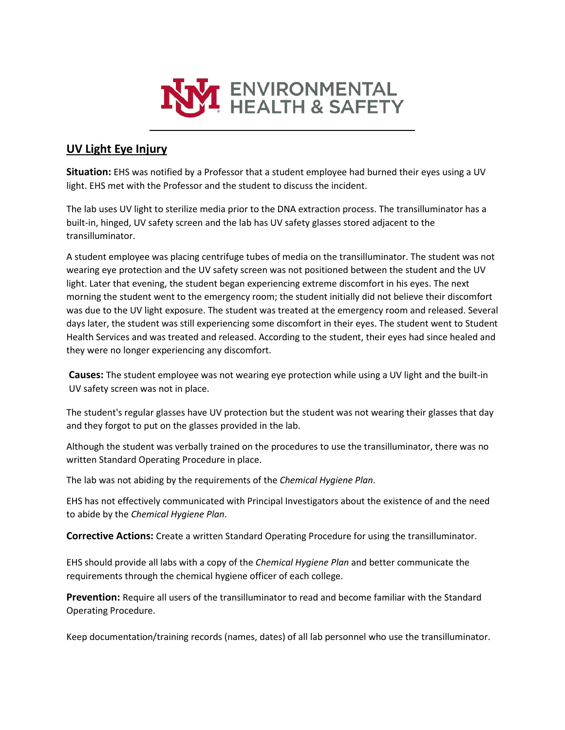# UV Light Eye Injury

**Situation:** EHS was notified by a Professor that a student employee had burned their eyes using a UV light. EHS met with the Professor and the student to discuss the incident.

The lab uses UV light to sterilize media prior to the DNA extraction process. The transilluminator has a built-in, hinged, UV safety screen and the lab has UV safety glasses stored adjacent to the transilluminator.

A student employee was placing centrifuge tubes of media on the transilluminator. The student was not wearing eye protection and the UV safety screen was not positioned between the student and the UV light. Later that evening, the student began experiencing extreme discomfort in his eyes. The next morning the student went to the emergency room; the student initially did not believe their discomfort was due to the UV light exposure. The student was treated at the emergency room and released. Several days later, the student was still experiencing some discomfort in their eyes. The student went to Student Health Services and was treated and released. According to the student, their eyes had since healed and they were no longer experiencing any discomfort.

**Causes:** The student employee was not wearing eye protection while using a UV light and the built-in UV safety screen was not in place.

The student's regular glasses have UV protection but the student was not wearing their glasses that day and they forgot to put on the glasses provided in the lab.

Although the student was verbally trained on the procedures to use the transilluminator, there was no written Standard Operating Procedure in place.

The lab was not abiding by the requirements of the *Chemical Hygiene Plan*.

EHS has not effectively communicated with Principal Investigators about the existence of and the need to abide by the *Chemical Hygiene Plan*.

**Corrective Actions:** Create a written Standard Operating Procedure for using the transilluminator.

EHS should provide all labs with a copy of the *Chemical Hygiene Plan* and better communicate the requirements through the chemical hygiene officer of each college.

**Prevention:** Require all users of the transilluminator to read and become familiar with the Standard Operating Procedure.

Keep documentation/training records (names, dates) of all lab personnel who use the transilluminator.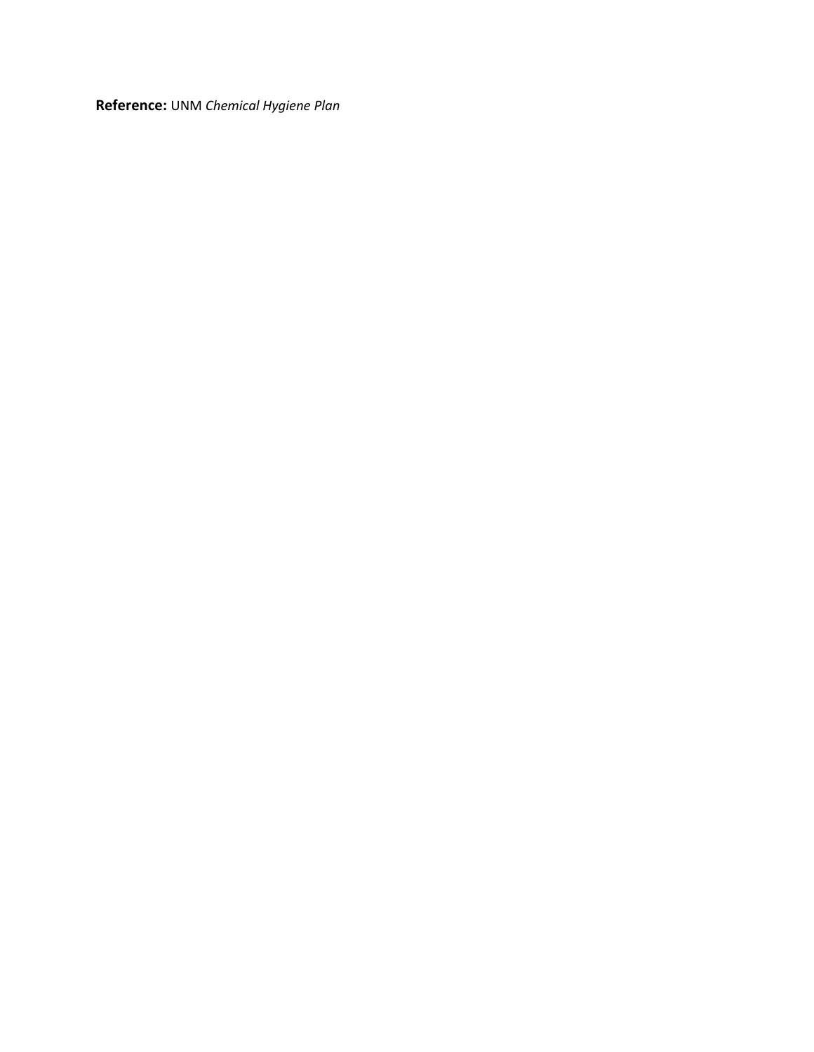**Reference:** UNM *Chemical Hygiene Plan*